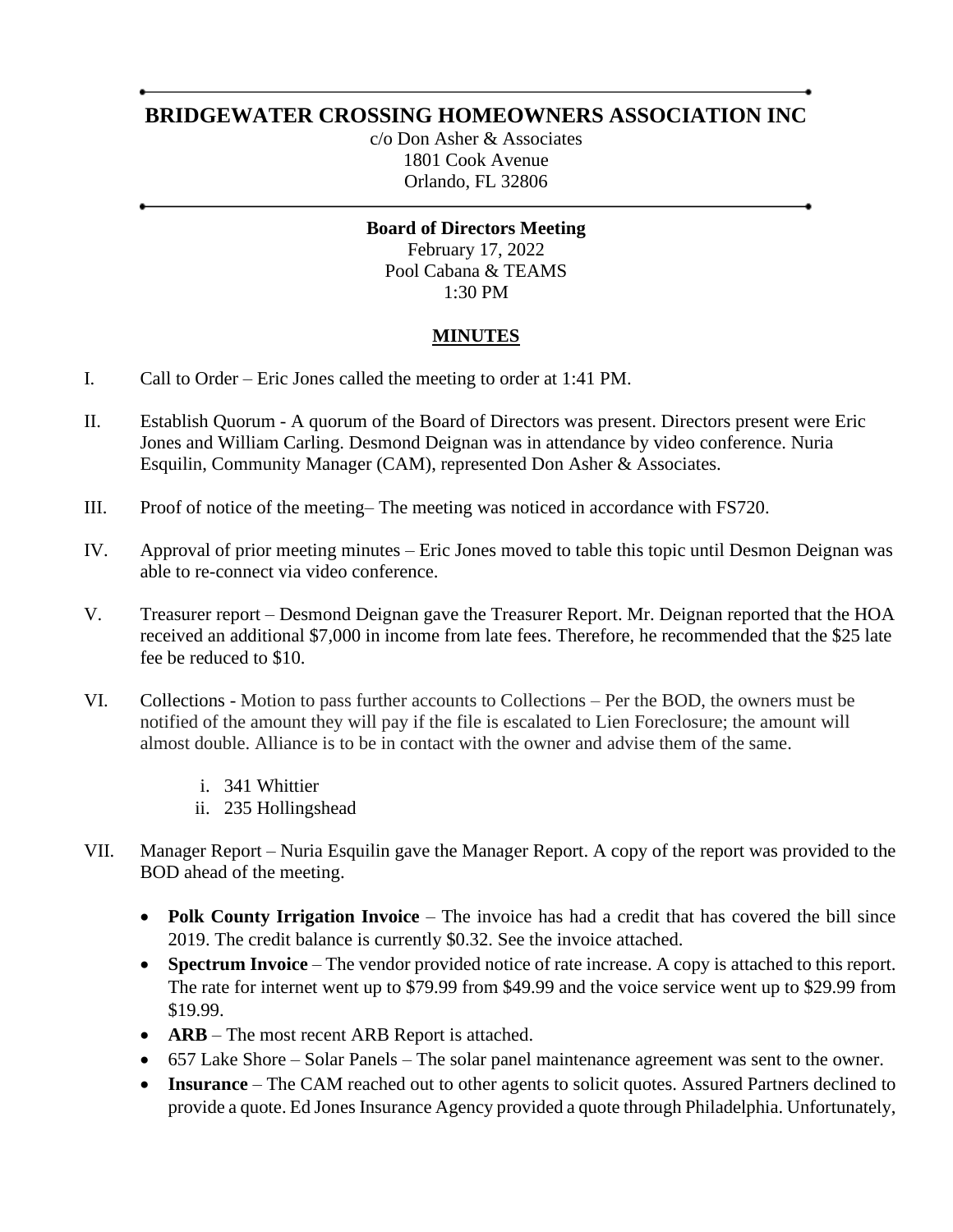# BRIDGEWATER CROSSING HOMEOWNERS ASSOCIATION INC

c/o Don Asher & Associates
1801 Cook Avenue
Orlando, FL 32806

**Board of Directors Meeting**
February 17, 2022
Pool Cabana & TEAMS
1:30 PM

## MINUTES

I. Call to Order – Eric Jones called the meeting to order at 1:41 PM.

II. Establish Quorum - A quorum of the Board of Directors was present. Directors present were Eric Jones and William Carling. Desmond Deignan was in attendance by video conference. Nuria Esquilin, Community Manager (CAM), represented Don Asher & Associates.

III. Proof of notice of the meeting– The meeting was noticed in accordance with FS720.

IV. Approval of prior meeting minutes – Eric Jones moved to table this topic until Desmon Deignan was able to re-connect via video conference.

V. Treasurer report – Desmond Deignan gave the Treasurer Report. Mr. Deignan reported that the HOA received an additional $7,000 in income from late fees. Therefore, he recommended that the $25 late fee be reduced to $10.

VI. Collections - Motion to pass further accounts to Collections – Per the BOD, the owners must be notified of the amount they will pay if the file is escalated to Lien Foreclosure; the amount will almost double. Alliance is to be in contact with the owner and advise them of the same.

   i. 341 Whittier
   ii. 235 Hollingshead

VII. Manager Report – Nuria Esquilin gave the Manager Report. A copy of the report was provided to the BOD ahead of the meeting.

- **Polk County Irrigation Invoice** – The invoice has had a credit that has covered the bill since 2019. The credit balance is currently $0.32. See the invoice attached.
- **Spectrum Invoice** – The vendor provided notice of rate increase. A copy is attached to this report. The rate for internet went up to $79.99 from $49.99 and the voice service went up to $29.99 from $19.99.
- **ARB** – The most recent ARB Report is attached.
- 657 Lake Shore – Solar Panels – The solar panel maintenance agreement was sent to the owner.
- **Insurance** – The CAM reached out to other agents to solicit quotes. Assured Partners declined to provide a quote. Ed Jones Insurance Agency provided a quote through Philadelphia. Unfortunately,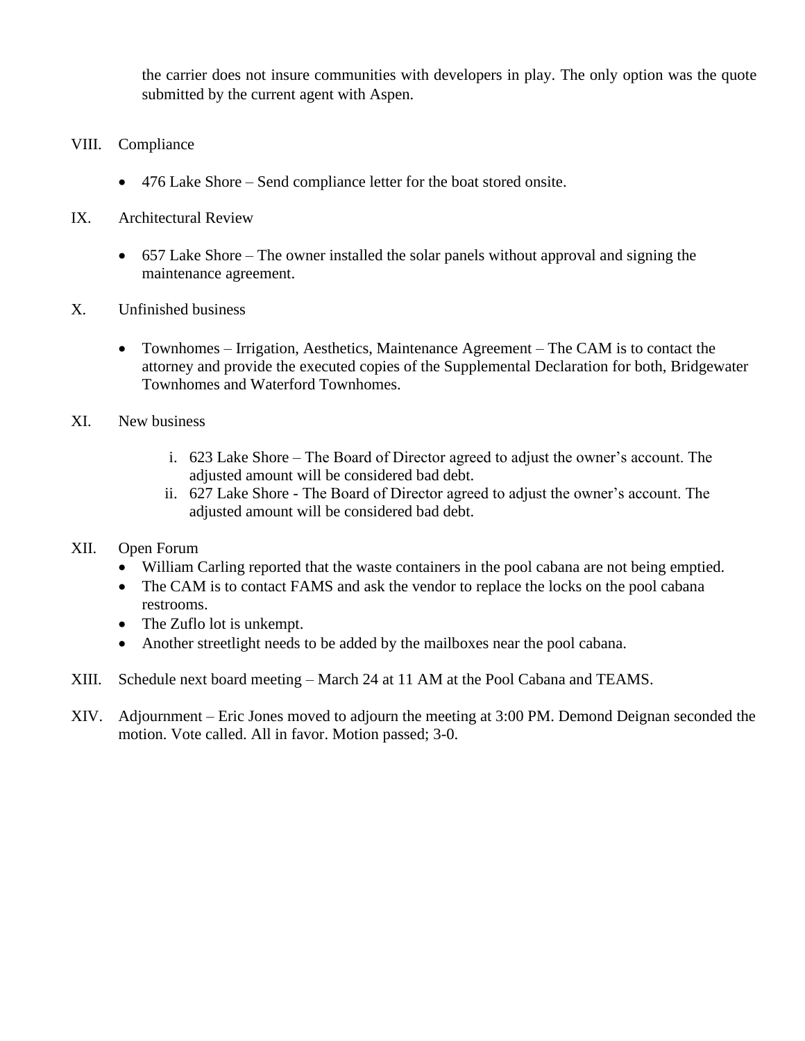the carrier does not insure communities with developers in play. The only option was the quote submitted by the current agent with Aspen.

VIII. Compliance

- 476 Lake Shore – Send compliance letter for the boat stored onsite.

IX. Architectural Review

- 657 Lake Shore – The owner installed the solar panels without approval and signing the maintenance agreement.

X. Unfinished business

- Townhomes – Irrigation, Aesthetics, Maintenance Agreement – The CAM is to contact the attorney and provide the executed copies of the Supplemental Declaration for both, Bridgewater Townhomes and Waterford Townhomes.

XI. New business

   i. 623 Lake Shore – The Board of Director agreed to adjust the owner's account. The adjusted amount will be considered bad debt.
   ii. 627 Lake Shore - The Board of Director agreed to adjust the owner's account. The adjusted amount will be considered bad debt.

XII. Open Forum

- William Carling reported that the waste containers in the pool cabana are not being emptied.
- The CAM is to contact FAMS and ask the vendor to replace the locks on the pool cabana restrooms.
- The Zuflo lot is unkempt.
- Another streetlight needs to be added by the mailboxes near the pool cabana.

XIII. Schedule next board meeting – March 24 at 11 AM at the Pool Cabana and TEAMS.

XIV. Adjournment – Eric Jones moved to adjourn the meeting at 3:00 PM. Demond Deignan seconded the motion. Vote called. All in favor. Motion passed; 3-0.